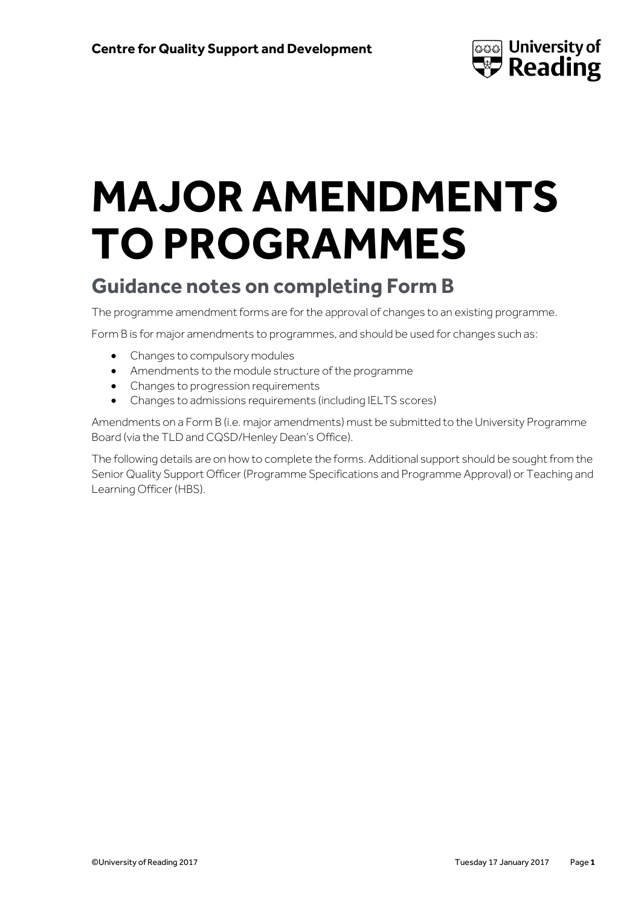Centre for Quality Support and Development

# MAJOR AMENDMENTS TO PROGRAMMES

## Guidance notes on completing Form B

The programme amendment forms are for the approval of changes to an existing programme.

Form B is for major amendments to programmes, and should be used for changes such as:

- Changes to compulsory modules
- Amendments to the module structure of the programme
- Changes to progression requirements
- Changes to admissions requirements (including IELTS scores)

Amendments on a Form B (i.e. major amendments) must be submitted to the University Programme Board (via the TLD and CQSD/Henley Dean's Office).

The following details are on how to complete the forms. Additional support should be sought from the Senior Quality Support Officer (Programme Specifications and Programme Approval) or Teaching and Learning Officer (HBS).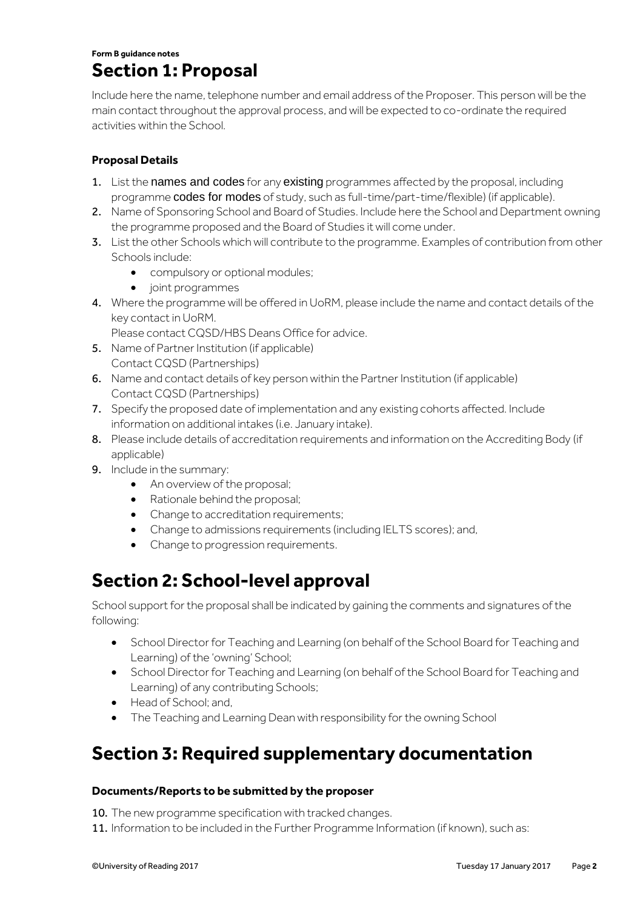**Form B guidance notes**

# Section 1: Proposal

Include here the name, telephone number and email address of the Proposer. This person will be the main contact throughout the approval process, and will be expected to co-ordinate the required activities within the School.

### Proposal Details

1. List the names and codes for any existing programmes affected by the proposal, including programme codes for modes of study, such as full-time/part-time/flexible) (if applicable).
2. Name of Sponsoring School and Board of Studies. Include here the School and Department owning the programme proposed and the Board of Studies it will come under.
3. List the other Schools which will contribute to the programme. Examples of contribution from other Schools include:
   - compulsory or optional modules;
   - joint programmes
4. Where the programme will be offered in UoRM, please include the name and contact details of the key contact in UoRM.
   Please contact CQSD/HBS Deans Office for advice.
5. Name of Partner Institution (if applicable)
   Contact CQSD (Partnerships)
6. Name and contact details of key person within the Partner Institution (if applicable)
   Contact CQSD (Partnerships)
7. Specify the proposed date of implementation and any existing cohorts affected. Include information on additional intakes (i.e. January intake).
8. Please include details of accreditation requirements and information on the Accrediting Body (if applicable)
9. Include in the summary:
   - An overview of the proposal;
   - Rationale behind the proposal;
   - Change to accreditation requirements;
   - Change to admissions requirements (including IELTS scores); and,
   - Change to progression requirements.

# Section 2: School-level approval

School support for the proposal shall be indicated by gaining the comments and signatures of the following:

- School Director for Teaching and Learning (on behalf of the School Board for Teaching and Learning) of the 'owning' School;
- School Director for Teaching and Learning (on behalf of the School Board for Teaching and Learning) of any contributing Schools;
- Head of School; and,
- The Teaching and Learning Dean with responsibility for the owning School

# Section 3: Required supplementary documentation

### Documents/Reports to be submitted by the proposer

10. The new programme specification with tracked changes.
11. Information to be included in the Further Programme Information (if known), such as: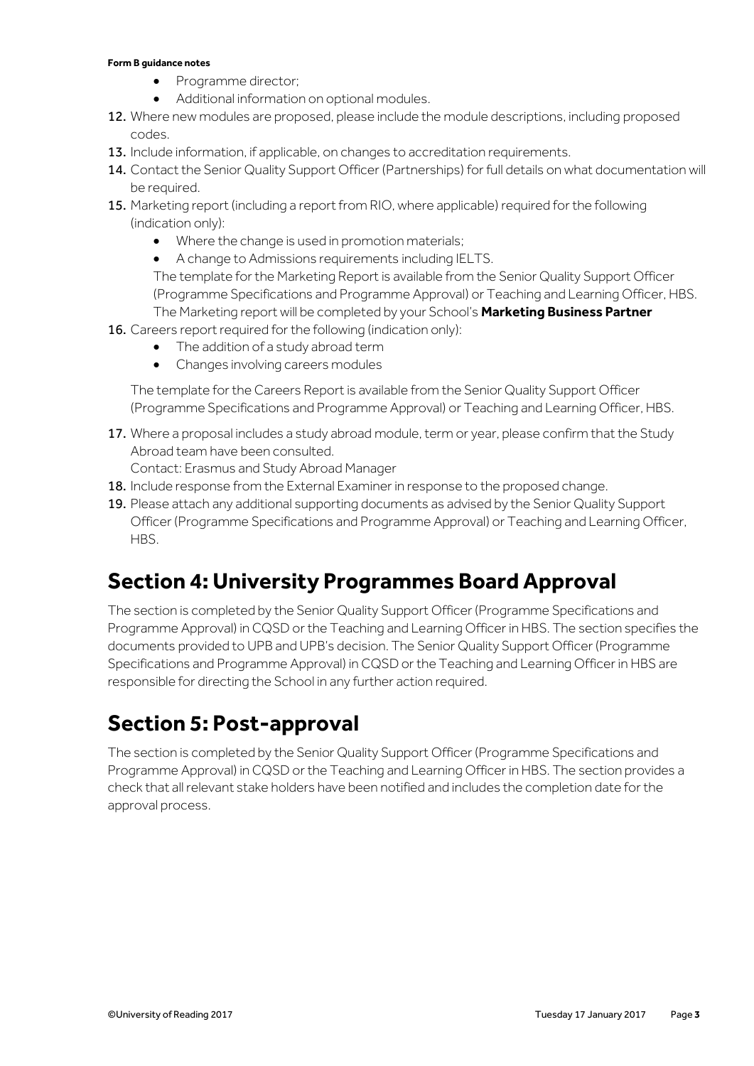- Programme director;
- Additional information on optional modules.

12. Where new modules are proposed, please include the module descriptions, including proposed codes.
13. Include information, if applicable, on changes to accreditation requirements.
14. Contact the Senior Quality Support Officer (Partnerships) for full details on what documentation will be required.
15. Marketing report (including a report from RIO, where applicable) required for the following (indication only):
    - Where the change is used in promotion materials;
    - A change to Admissions requirements including IELTS.

    The template for the Marketing Report is available from the Senior Quality Support Officer (Programme Specifications and Programme Approval) or Teaching and Learning Officer, HBS. The Marketing report will be completed by your School's **Marketing Business Partner**
16. Careers report required for the following (indication only):
    - The addition of a study abroad term
    - Changes involving careers modules

    The template for the Careers Report is available from the Senior Quality Support Officer (Programme Specifications and Programme Approval) or Teaching and Learning Officer, HBS.
17. Where a proposal includes a study abroad module, term or year, please confirm that the Study Abroad team have been consulted.
    Contact: Erasmus and Study Abroad Manager
18. Include response from the External Examiner in response to the proposed change.
19. Please attach any additional supporting documents as advised by the Senior Quality Support Officer (Programme Specifications and Programme Approval) or Teaching and Learning Officer, HBS.

## Section 4: University Programmes Board Approval

The section is completed by the Senior Quality Support Officer (Programme Specifications and Programme Approval) in CQSD or the Teaching and Learning Officer in HBS. The section specifies the documents provided to UPB and UPB's decision. The Senior Quality Support Officer (Programme Specifications and Programme Approval) in CQSD or the Teaching and Learning Officer in HBS are responsible for directing the School in any further action required.

## Section 5: Post-approval

The section is completed by the Senior Quality Support Officer (Programme Specifications and Programme Approval) in CQSD or the Teaching and Learning Officer in HBS. The section provides a check that all relevant stake holders have been notified and includes the completion date for the approval process.